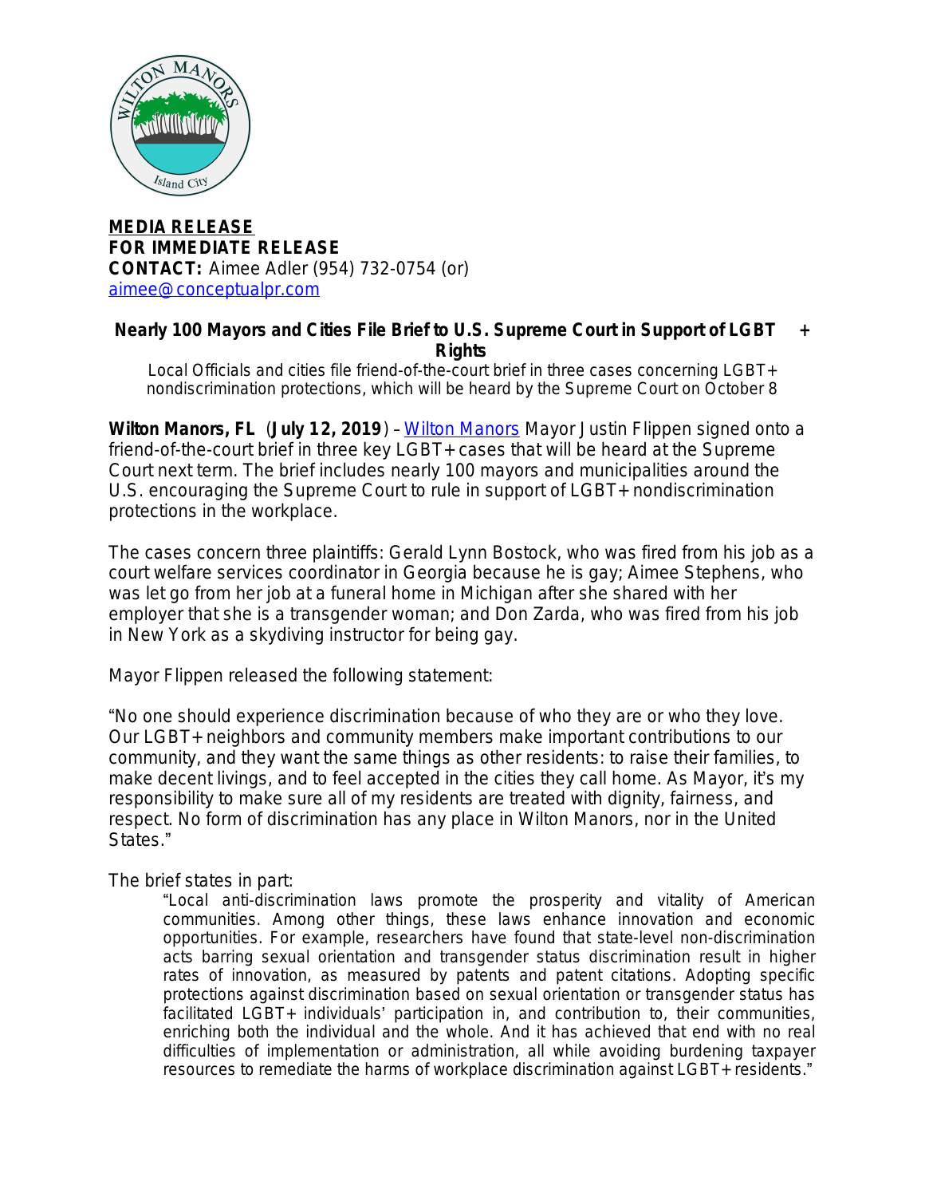**MEDIA RELEASE**
**FOR IMMEDIATE RELEASE**
**CONTACT:** Aimee Adler (954) 732-0754 (or)
aimee@conceptualpr.com

## Nearly 100 Mayors and Cities File Brief to U.S. Supreme Court in Support of LGBT+ Rights

Local Officials and cities file friend-of-the-court brief in three cases concerning LGBT+ nondiscrimination protections, which will be heard by the Supreme Court on October 8

**Wilton Manors, FL** (**July 12, 2019**) – Wilton Manors Mayor Justin Flippen signed onto a friend-of-the-court brief in three key LGBT+ cases that will be heard at the Supreme Court next term. The brief includes nearly 100 mayors and municipalities around the U.S. encouraging the Supreme Court to rule in support of LGBT+ nondiscrimination protections in the workplace.

The cases concern three plaintiffs: Gerald Lynn Bostock, who was fired from his job as a court welfare services coordinator in Georgia because he is gay; Aimee Stephens, who was let go from her job at a funeral home in Michigan after she shared with her employer that she is a transgender woman; and Don Zarda, who was fired from his job in New York as a skydiving instructor for being gay.

Mayor Flippen released the following statement:

"No one should experience discrimination because of who they are or who they love. Our LGBT+ neighbors and community members make important contributions to our community, and they want the same things as other residents: to raise their families, to make decent livings, and to feel accepted in the cities they call home. As Mayor, it's my responsibility to make sure all of my residents are treated with dignity, fairness, and respect. No form of discrimination has any place in Wilton Manors, nor in the United States."

The brief states in part:

> "Local anti-discrimination laws promote the prosperity and vitality of American communities. Among other things, these laws enhance innovation and economic opportunities. For example, researchers have found that state-level non-discrimination acts barring sexual orientation and transgender status discrimination result in higher rates of innovation, as measured by patents and patent citations. Adopting specific protections against discrimination based on sexual orientation or transgender status has facilitated LGBT+ individuals' participation in, and contribution to, their communities, enriching both the individual and the whole. And it has achieved that end with no real difficulties of implementation or administration, all while avoiding burdening taxpayer resources to remediate the harms of workplace discrimination against LGBT+ residents."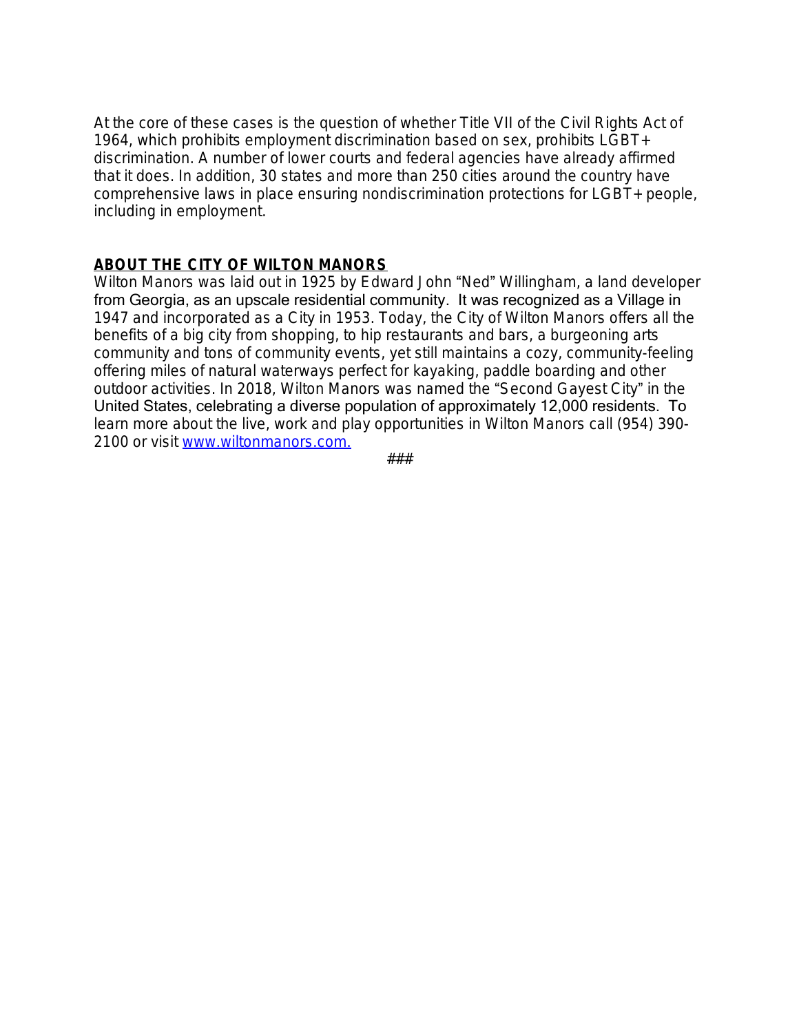At the core of these cases is the question of whether Title VII of the Civil Rights Act of 1964, which prohibits employment discrimination based on sex, prohibits LGBT+ discrimination. A number of lower courts and federal agencies have already affirmed that it does. In addition, 30 states and more than 250 cities around the country have comprehensive laws in place ensuring nondiscrimination protections for LGBT+ people, including in employment.

## ABOUT THE CITY OF WILTON MANORS

Wilton Manors was laid out in 1925 by Edward John "Ned" Willingham, a land developer from Georgia, as an upscale residential community. It was recognized as a Village in 1947 and incorporated as a City in 1953. Today, the City of Wilton Manors offers all the benefits of a big city from shopping, to hip restaurants and bars, a burgeoning arts community and tons of community events, yet still maintains a cozy, community-feeling offering miles of natural waterways perfect for kayaking, paddle boarding and other outdoor activities. In 2018, Wilton Manors was named the "Second Gayest City" in the United States, celebrating a diverse population of approximately 12,000 residents. To learn more about the live, work and play opportunities in Wilton Manors call (954) 390-2100 or visit [www.wiltonmanors.com.](http://www.wiltonmanors.com)

###